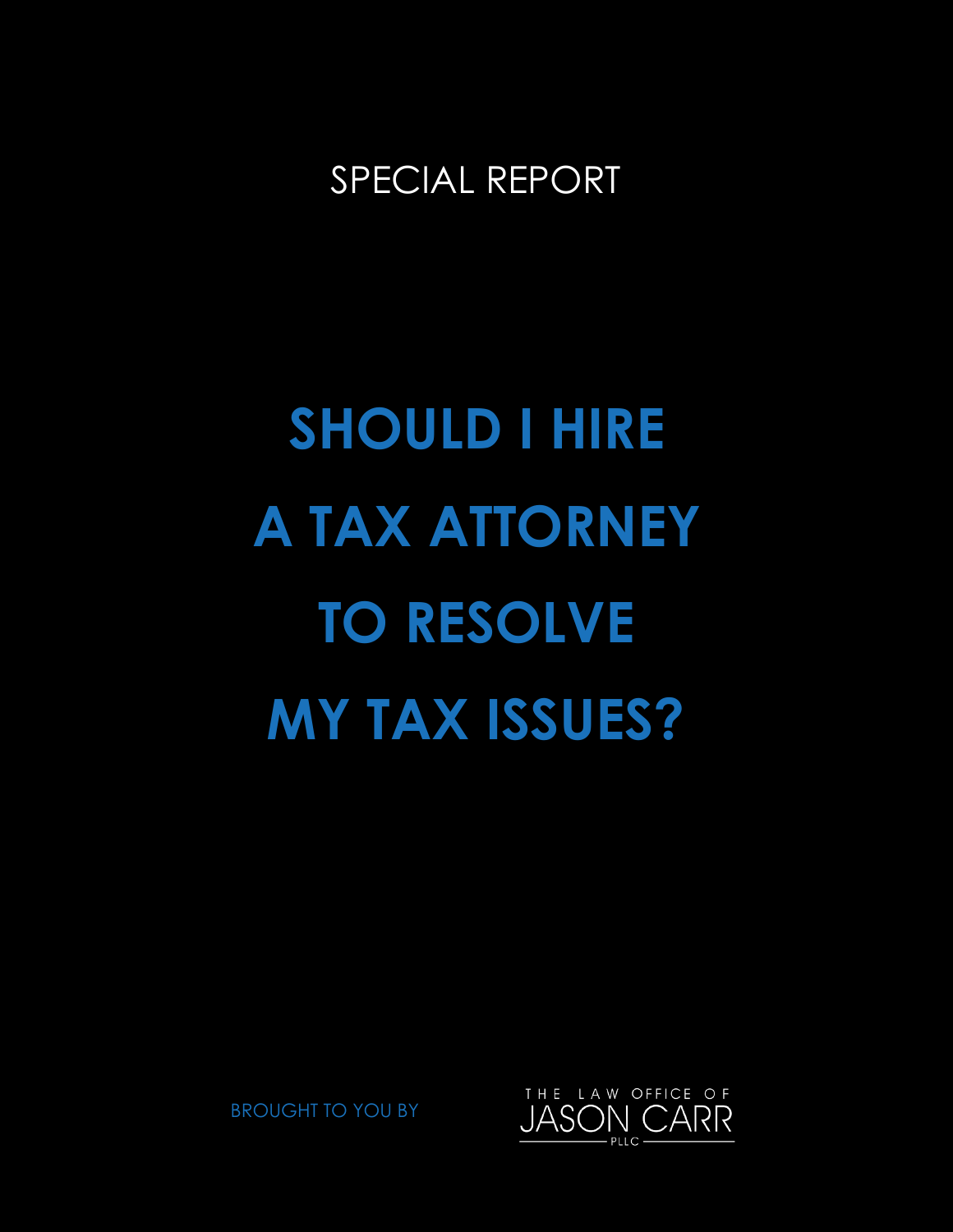SPECIAL REPORT

# SHOULD I HIRE A TAX ATTORNEY TO RESOLVE MY TAX ISSUES?

BROUGHT TO YOU BY

THE LAW OFFICE OF JASON CARR PLLC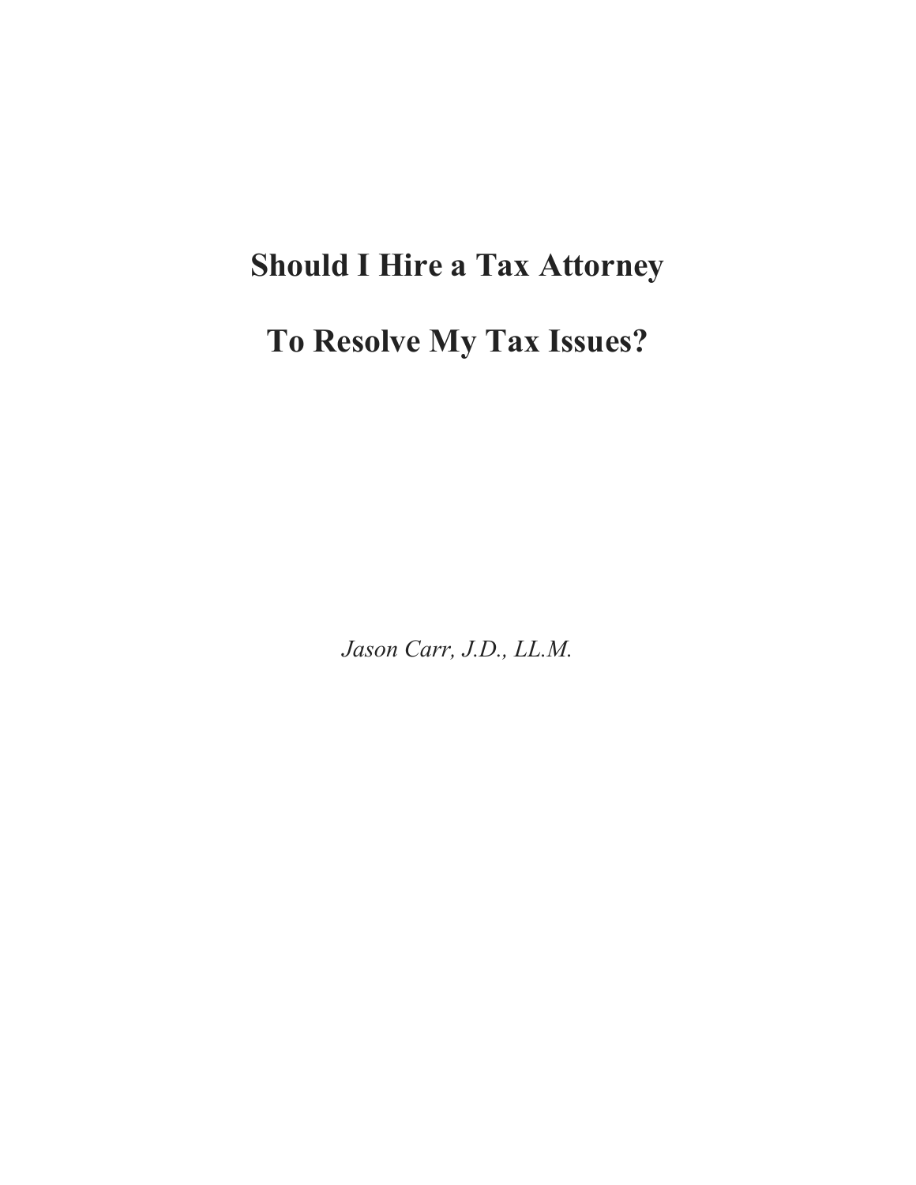# Should I Hire a Tax Attorney

# To Resolve My Tax Issues?

*Jason Carr, J.D., LL.M.*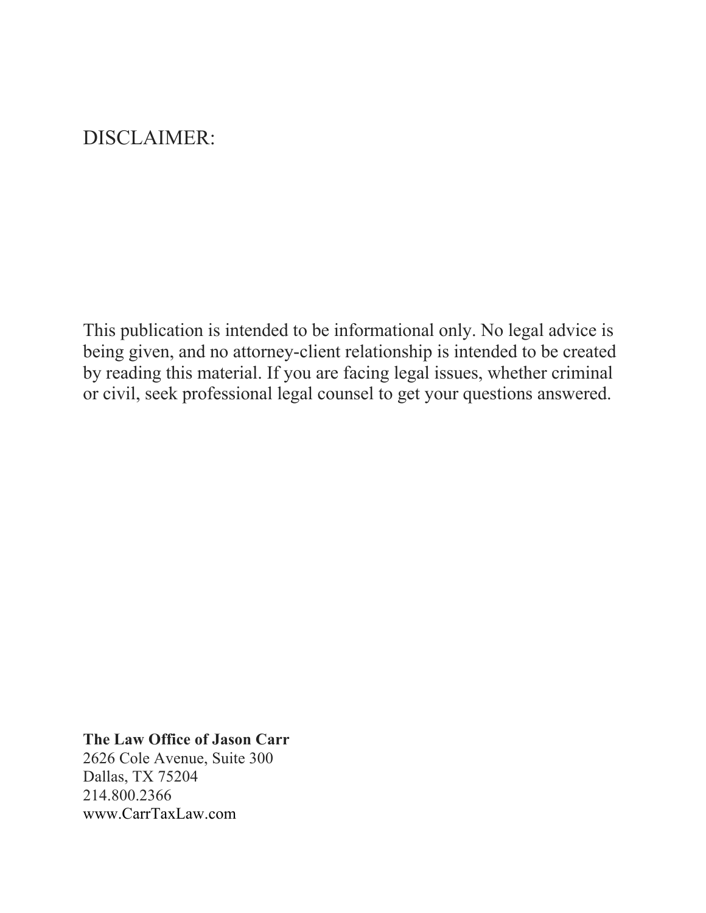# DISCLAIMER:

This publication is intended to be informational only. No legal advice is being given, and no attorney-client relationship is intended to be created by reading this material. If you are facing legal issues, whether criminal or civil, seek professional legal counsel to get your questions answered.

**The Law Office of Jason Carr**
2626 Cole Avenue, Suite 300
Dallas, TX 75204
214.800.2366
www.CarrTaxLaw.com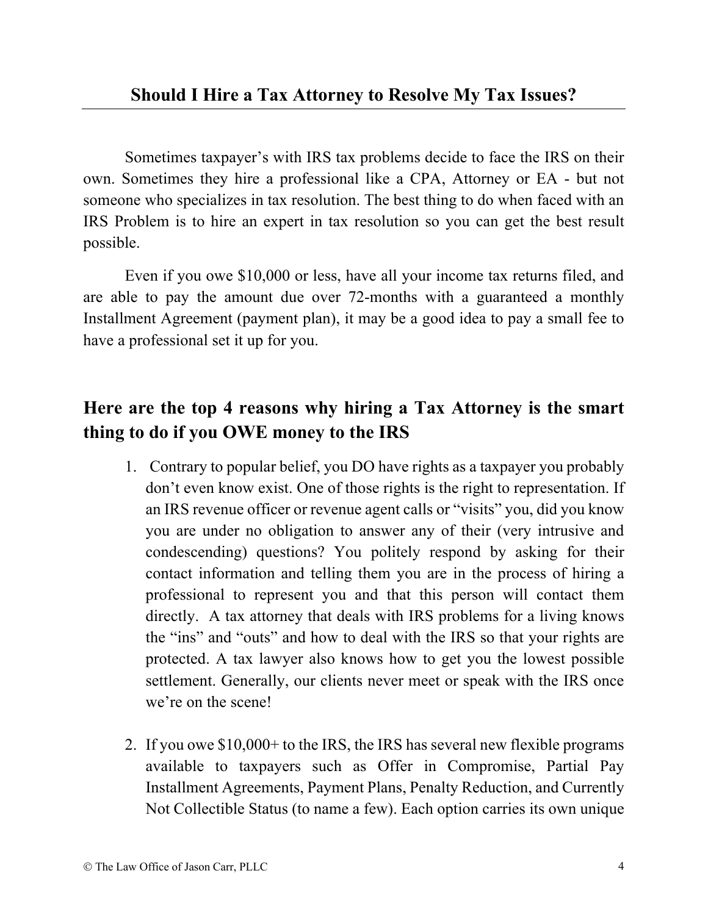## Should I Hire a Tax Attorney to Resolve My Tax Issues?

Sometimes taxpayer's with IRS tax problems decide to face the IRS on their own. Sometimes they hire a professional like a CPA, Attorney or EA - but not someone who specializes in tax resolution. The best thing to do when faced with an IRS Problem is to hire an expert in tax resolution so you can get the best result possible.

Even if you owe $10,000 or less, have all your income tax returns filed, and are able to pay the amount due over 72-months with a guaranteed a monthly Installment Agreement (payment plan), it may be a good idea to pay a small fee to have a professional set it up for you.

### Here are the top 4 reasons why hiring a Tax Attorney is the smart thing to do if you OWE money to the IRS

1. Contrary to popular belief, you DO have rights as a taxpayer you probably don't even know exist. One of those rights is the right to representation. If an IRS revenue officer or revenue agent calls or "visits" you, did you know you are under no obligation to answer any of their (very intrusive and condescending) questions? You politely respond by asking for their contact information and telling them you are in the process of hiring a professional to represent you and that this person will contact them directly. A tax attorney that deals with IRS problems for a living knows the "ins" and "outs" and how to deal with the IRS so that your rights are protected. A tax lawyer also knows how to get you the lowest possible settlement. Generally, our clients never meet or speak with the IRS once we're on the scene!

2. If you owe $10,000+ to the IRS, the IRS has several new flexible programs available to taxpayers such as Offer in Compromise, Partial Pay Installment Agreements, Payment Plans, Penalty Reduction, and Currently Not Collectible Status (to name a few). Each option carries its own unique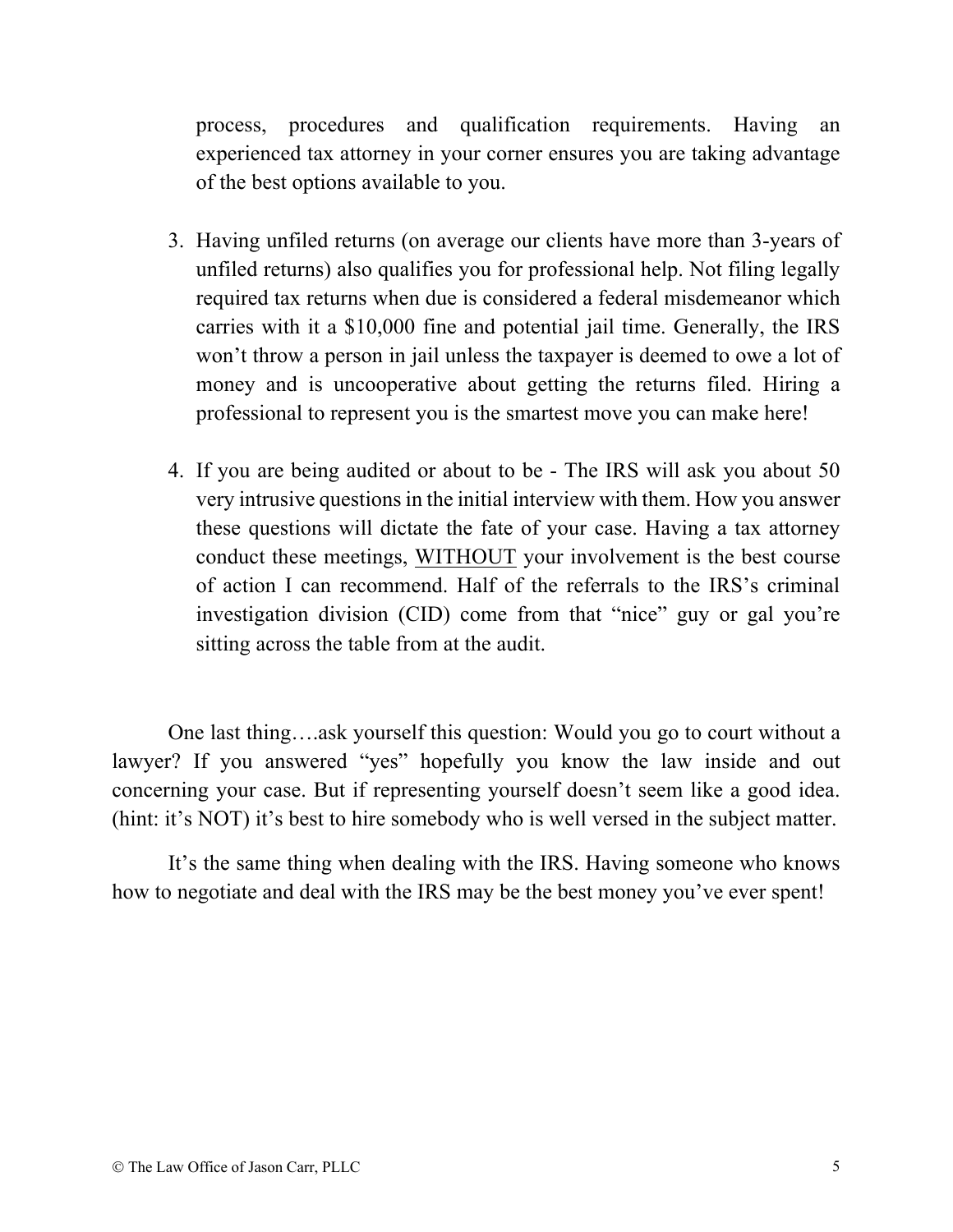process, procedures and qualification requirements. Having an experienced tax attorney in your corner ensures you are taking advantage of the best options available to you.

3. Having unfiled returns (on average our clients have more than 3-years of unfiled returns) also qualifies you for professional help. Not filing legally required tax returns when due is considered a federal misdemeanor which carries with it a $10,000 fine and potential jail time. Generally, the IRS won't throw a person in jail unless the taxpayer is deemed to owe a lot of money and is uncooperative about getting the returns filed. Hiring a professional to represent you is the smartest move you can make here!

4. If you are being audited or about to be - The IRS will ask you about 50 very intrusive questions in the initial interview with them. How you answer these questions will dictate the fate of your case. Having a tax attorney conduct these meetings, <u>WITHOUT</u> your involvement is the best course of action I can recommend. Half of the referrals to the IRS's criminal investigation division (CID) come from that "nice" guy or gal you're sitting across the table from at the audit.

One last thing….ask yourself this question: Would you go to court without a lawyer? If you answered "yes" hopefully you know the law inside and out concerning your case. But if representing yourself doesn't seem like a good idea. (hint: it's NOT) it's best to hire somebody who is well versed in the subject matter.

It's the same thing when dealing with the IRS. Having someone who knows how to negotiate and deal with the IRS may be the best money you've ever spent!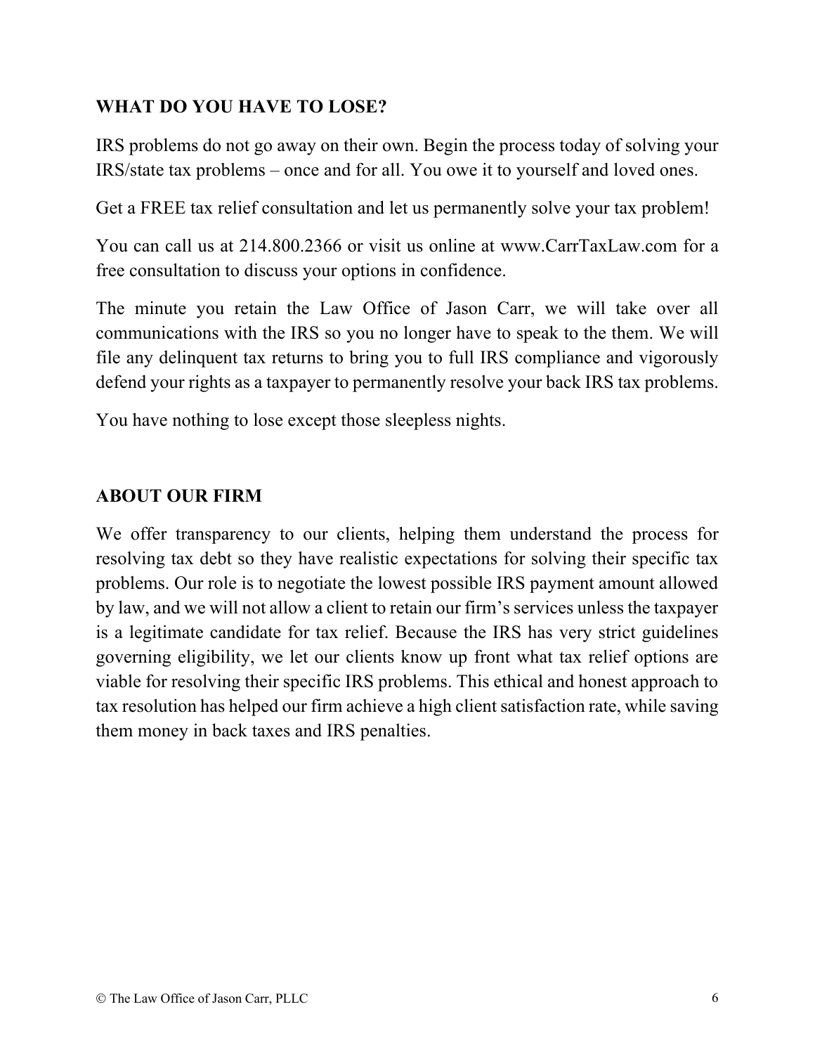**WHAT DO YOU HAVE TO LOSE?**

IRS problems do not go away on their own. Begin the process today of solving your IRS/state tax problems – once and for all. You owe it to yourself and loved ones.

Get a FREE tax relief consultation and let us permanently solve your tax problem!

You can call us at 214.800.2366 or visit us online at www.CarrTaxLaw.com for a free consultation to discuss your options in confidence.

The minute you retain the Law Office of Jason Carr, we will take over all communications with the IRS so you no longer have to speak to the them. We will file any delinquent tax returns to bring you to full IRS compliance and vigorously defend your rights as a taxpayer to permanently resolve your back IRS tax problems.

You have nothing to lose except those sleepless nights.

**ABOUT OUR FIRM**

We offer transparency to our clients, helping them understand the process for resolving tax debt so they have realistic expectations for solving their specific tax problems. Our role is to negotiate the lowest possible IRS payment amount allowed by law, and we will not allow a client to retain our firm's services unless the taxpayer is a legitimate candidate for tax relief. Because the IRS has very strict guidelines governing eligibility, we let our clients know up front what tax relief options are viable for resolving their specific IRS problems. This ethical and honest approach to tax resolution has helped our firm achieve a high client satisfaction rate, while saving them money in back taxes and IRS penalties.